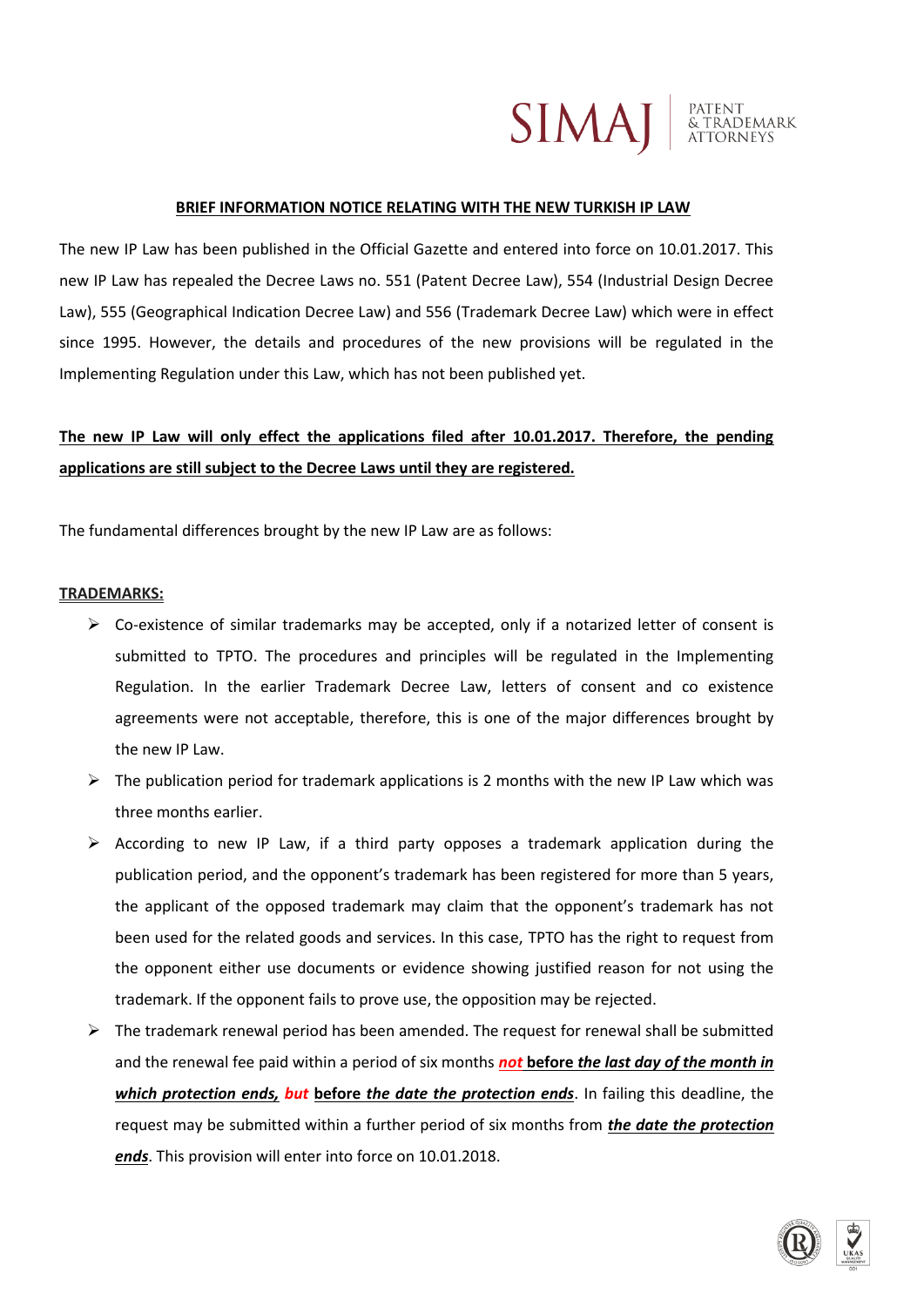**BRIEF INFORMATION NOTICE RELATING WITH THE NEW TURKISH IP LAW**

The new IP Law has been published in the Official Gazette and entered into force on 10.01.2017. This new IP Law has repealed the Decree Laws no. 551 (Patent Decree Law), 554 (Industrial Design Decree Law), 555 (Geographical Indication Decree Law) and 556 (Trademark Decree Law) which were in effect since 1995. However, the details and procedures of the new provisions will be regulated in the Implementing Regulation under this Law, which has not been published yet.

**The new IP Law will only effect the applications filed after 10.01.2017. Therefore, the pending applications are still subject to the Decree Laws until they are registered.**

The fundamental differences brought by the new IP Law are as follows:

**TRADEMARKS:**

- Co-existence of similar trademarks may be accepted, only if a notarized letter of consent is submitted to TPTO. The procedures and principles will be regulated in the Implementing Regulation. In the earlier Trademark Decree Law, letters of consent and co existence agreements were not acceptable, therefore, this is one of the major differences brought by the new IP Law.
- The publication period for trademark applications is 2 months with the new IP Law which was three months earlier.
- According to new IP Law, if a third party opposes a trademark application during the publication period, and the opponent's trademark has been registered for more than 5 years, the applicant of the opposed trademark may claim that the opponent's trademark has not been used for the related goods and services. In this case, TPTO has the right to request from the opponent either use documents or evidence showing justified reason for not using the trademark. If the opponent fails to prove use, the opposition may be rejected.
- The trademark renewal period has been amended. The request for renewal shall be submitted and the renewal fee paid within a period of six months ***not*** **before** ***the last day of the month in which protection ends,*** ***but*** **before** ***the date the protection ends***. In failing this deadline, the request may be submitted within a further period of six months from ***the date the protection ends***. This provision will enter into force on 10.01.2018.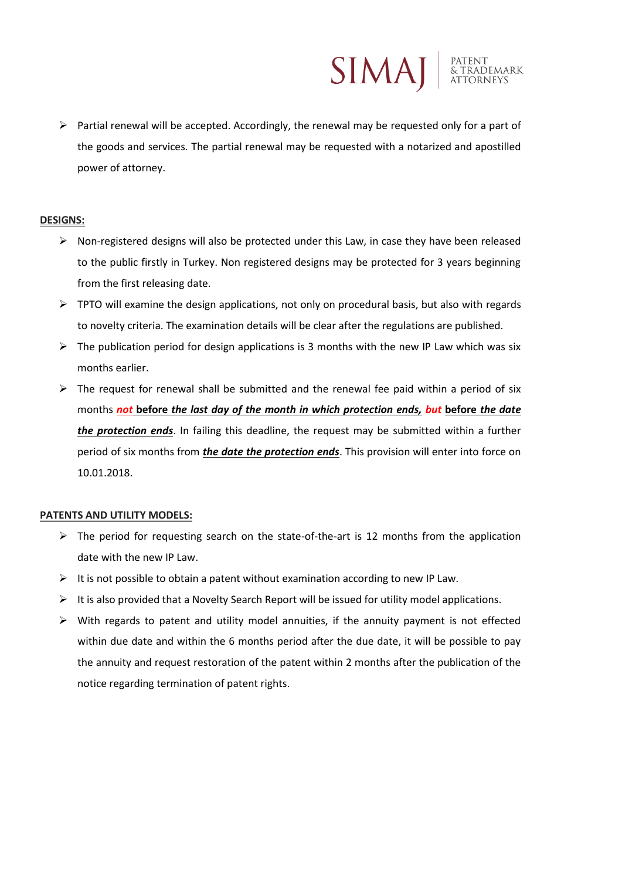- Partial renewal will be accepted. Accordingly, the renewal may be requested only for a part of the goods and services. The partial renewal may be requested with a notarized and apostilled power of attorney.

**DESIGNS:**

- Non-registered designs will also be protected under this Law, in case they have been released to the public firstly in Turkey. Non registered designs may be protected for 3 years beginning from the first releasing date.
- TPTO will examine the design applications, not only on procedural basis, but also with regards to novelty criteria. The examination details will be clear after the regulations are published.
- The publication period for design applications is 3 months with the new IP Law which was six months earlier.
- The request for renewal shall be submitted and the renewal fee paid within a period of six months ***not*** **before *the last day of the month in which protection ends,*** ***but*** **before *the date the protection ends***. In failing this deadline, the request may be submitted within a further period of six months from ***the date the protection ends***. This provision will enter into force on 10.01.2018.

**PATENTS AND UTILITY MODELS:**

- The period for requesting search on the state-of-the-art is 12 months from the application date with the new IP Law.
- It is not possible to obtain a patent without examination according to new IP Law.
- It is also provided that a Novelty Search Report will be issued for utility model applications.
- With regards to patent and utility model annuities, if the annuity payment is not effected within due date and within the 6 months period after the due date, it will be possible to pay the annuity and request restoration of the patent within 2 months after the publication of the notice regarding termination of patent rights.